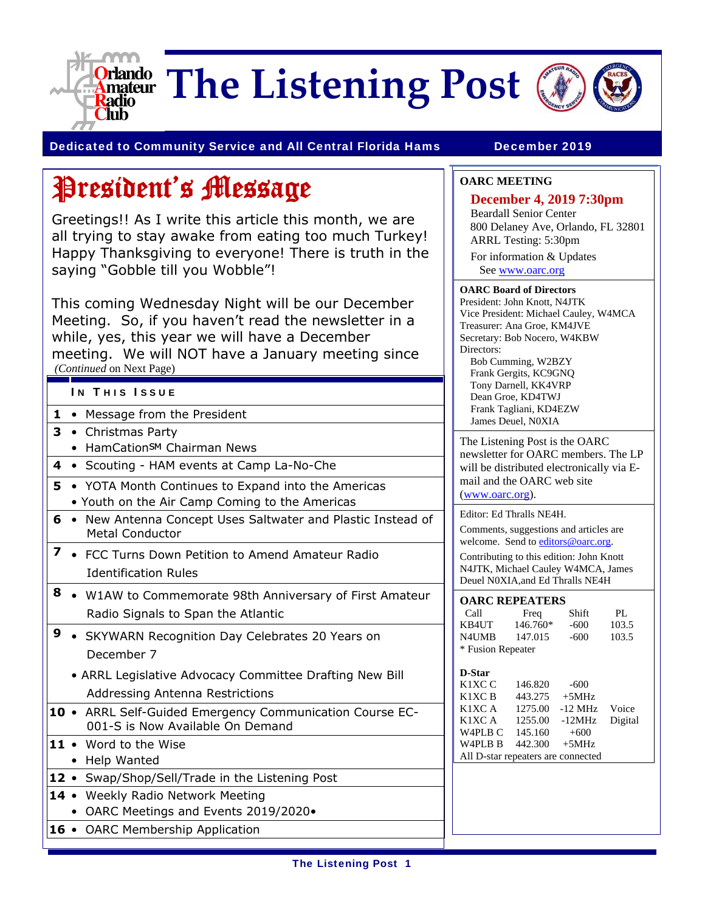# The Listening Post

Orlando Amateur Radio Club

**Dedicated to Community Service and All Central Florida Hams** — **December 2019**

## President's Message

Greetings!! As I write this article this month, we are all trying to stay awake from eating too much Turkey! Happy Thanksgiving to everyone! There is truth in the saying "Gobble till you Wobble"!

This coming Wednesday Night will be our December Meeting. So, if you haven't read the newsletter in a while, yes, this year we will have a December meeting. We will NOT have a January meeting since

*(Continued* on Next Page)

### In This Issue

| | |
|---|---|
| **1** | • Message from the President |
| **3** | • Christmas Party<br>• HamCation℠ Chairman News |
| **4** | • Scouting - HAM events at Camp La-No-Che |
| **5** | • YOTA Month Continues to Expand into the Americas<br>• Youth on the Air Camp Coming to the Americas |
| **6** | • New Antenna Concept Uses Saltwater and Plastic Instead of Metal Conductor |
| **7** | • FCC Turns Down Petition to Amend Amateur Radio Identification Rules |
| **8** | • W1AW to Commemorate 98th Anniversary of First Amateur Radio Signals to Span the Atlantic |
| **9** | • SKYWARN Recognition Day Celebrates 20 Years on December 7<br>• ARRL Legislative Advocacy Committee Drafting New Bill Addressing Antenna Restrictions |
| **10** | • ARRL Self-Guided Emergency Communication Course EC-001-S is Now Available On Demand |
| **11** | • Word to the Wise<br>• Help Wanted |
| **12** | • Swap/Shop/Sell/Trade in the Listening Post |
| **14** | • Weekly Radio Network Meeting<br>• OARC Meetings and Events 2019/2020• |
| **16** | • OARC Membership Application |

**OARC MEETING**

**December 4, 2019 7:30pm**
Beardall Senior Center
800 Delaney Ave, Orlando, FL 32801
ARRL Testing: 5:30pm

For information & Updates
See www.oarc.org

**OARC Board of Directors**
President: John Knott, N4JTK
Vice President: Michael Cauley, W4MCA
Treasurer: Ana Groe, KM4JVE
Secretary: Bob Nocero, W4KBW
Directors:
Bob Cumming, W2BZY
Frank Gergits, KC9GNQ
Tony Darnell, KK4VRP
Dean Groe, KD4TWJ
Frank Tagliani, KD4EZW
James Deuel, N0XIA

The Listening Post is the OARC newsletter for OARC members. The LP will be distributed electronically via E-mail and the OARC web site (www.oarc.org).

Editor: Ed Thralls NE4H.

Comments, suggestions and articles are welcome. Send to editors@oarc.org.

Contributing to this edition: John Knott N4JTK, Michael Cauley W4MCA, James Deuel N0XIA,and Ed Thralls NE4H

**OARC REPEATERS**

| Call | Freq | Shift | PL |
|---|---|---|---|
| KB4UT | 146.760* | -600 | 103.5 |
| N4UMB | 147.015 | -600 | 103.5 |

\* Fusion Repeater

**D-Star**

| | | | |
|---|---|---|---|
| K1XC C | 146.820 | -600 | |
| K1XC B | 443.275 | +5MHz | |
| K1XC A | 1275.00 | -12 MHz | Voice |
| K1XC A | 1255.00 | -12MHz | Digital |
| W4PLB C | 145.160 | +600 | |
| W4PLB B | 442.300 | +5MHz | |

All D-star repeaters are connected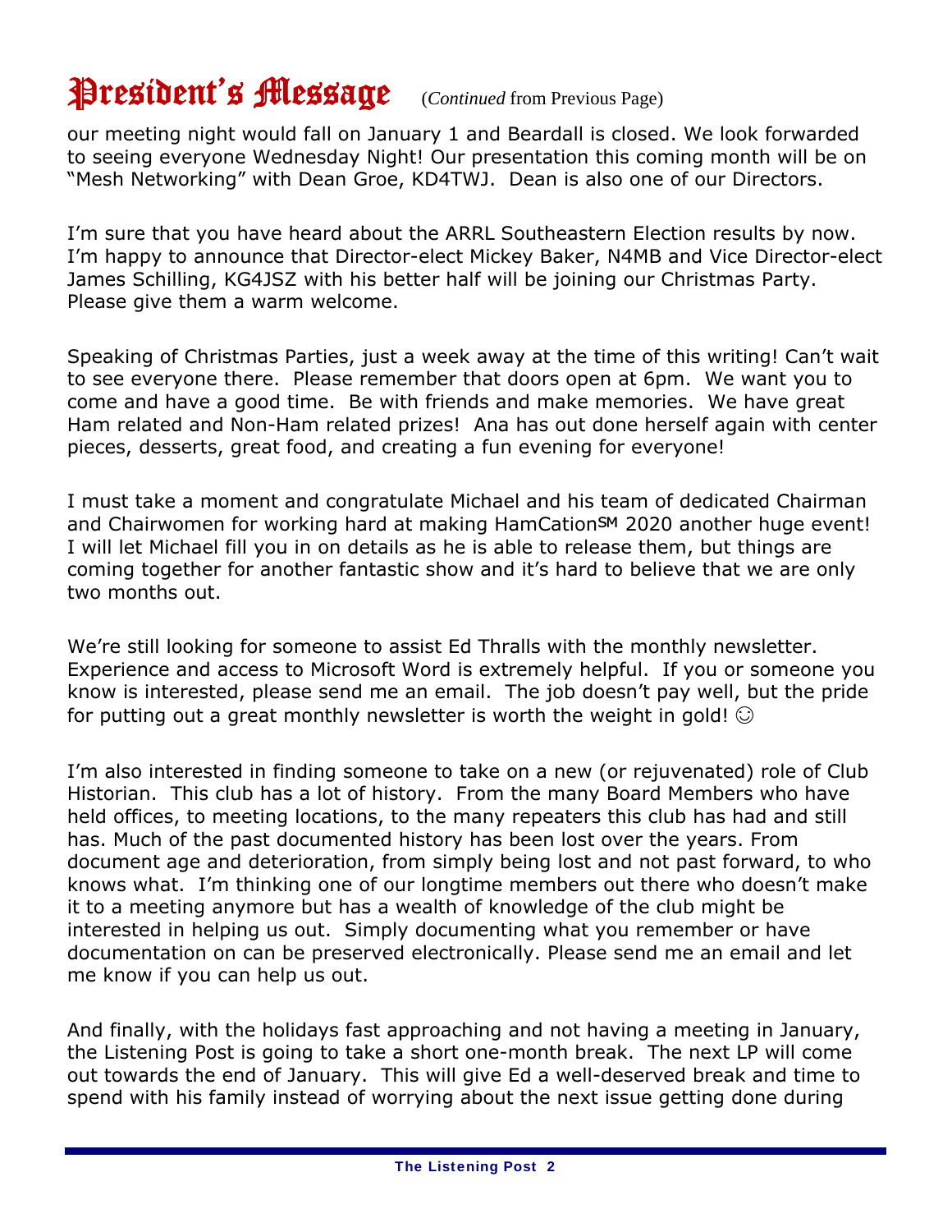# President's Message

(*Continued* from Previous Page)

our meeting night would fall on January 1 and Beardall is closed. We look forwarded to seeing everyone Wednesday Night! Our presentation this coming month will be on "Mesh Networking" with Dean Groe, KD4TWJ. Dean is also one of our Directors.

I'm sure that you have heard about the ARRL Southeastern Election results by now. I'm happy to announce that Director-elect Mickey Baker, N4MB and Vice Director-elect James Schilling, KG4JSZ with his better half will be joining our Christmas Party. Please give them a warm welcome.

Speaking of Christmas Parties, just a week away at the time of this writing! Can't wait to see everyone there. Please remember that doors open at 6pm. We want you to come and have a good time. Be with friends and make memories. We have great Ham related and Non-Ham related prizes! Ana has out done herself again with center pieces, desserts, great food, and creating a fun evening for everyone!

I must take a moment and congratulate Michael and his team of dedicated Chairman and Chairwomen for working hard at making HamCation℠ 2020 another huge event! I will let Michael fill you in on details as he is able to release them, but things are coming together for another fantastic show and it's hard to believe that we are only two months out.

We're still looking for someone to assist Ed Thralls with the monthly newsletter. Experience and access to Microsoft Word is extremely helpful. If you or someone you know is interested, please send me an email. The job doesn't pay well, but the pride for putting out a great monthly newsletter is worth the weight in gold! ☺

I'm also interested in finding someone to take on a new (or rejuvenated) role of Club Historian. This club has a lot of history. From the many Board Members who have held offices, to meeting locations, to the many repeaters this club has had and still has. Much of the past documented history has been lost over the years. From document age and deterioration, from simply being lost and not past forward, to who knows what. I'm thinking one of our longtime members out there who doesn't make it to a meeting anymore but has a wealth of knowledge of the club might be interested in helping us out. Simply documenting what you remember or have documentation on can be preserved electronically. Please send me an email and let me know if you can help us out.

And finally, with the holidays fast approaching and not having a meeting in January, the Listening Post is going to take a short one-month break. The next LP will come out towards the end of January. This will give Ed a well-deserved break and time to spend with his family instead of worrying about the next issue getting done during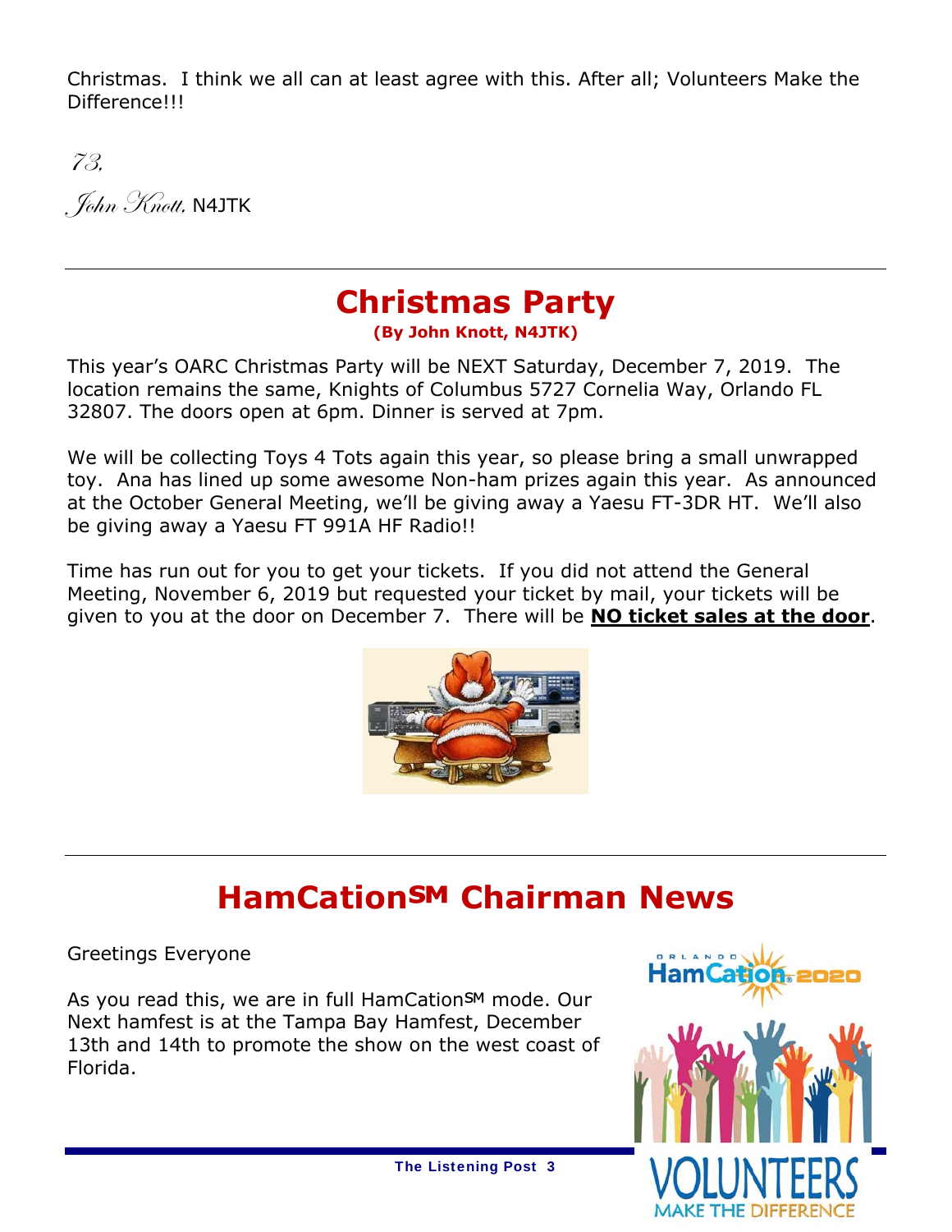Christmas. I think we all can at least agree with this. After all; Volunteers Make the Difference!!!

*73,*

*John Knott,* N4JTK

# Christmas Party

**(By John Knott, N4JTK)**

This year's OARC Christmas Party will be NEXT Saturday, December 7, 2019. The location remains the same, Knights of Columbus 5727 Cornelia Way, Orlando FL 32807. The doors open at 6pm. Dinner is served at 7pm.

We will be collecting Toys 4 Tots again this year, so please bring a small unwrapped toy. Ana has lined up some awesome Non-ham prizes again this year. As announced at the October General Meeting, we'll be giving away a Yaesu FT-3DR HT. We'll also be giving away a Yaesu FT 991A HF Radio!!

Time has run out for you to get your tickets. If you did not attend the General Meeting, November 6, 2019 but requested your ticket by mail, your tickets will be given to you at the door on December 7. There will be **NO ticket sales at the door**.

# HamCation℠ Chairman News

Greetings Everyone

As you read this, we are in full HamCation℠ mode. Our Next hamfest is at the Tampa Bay Hamfest, December 13th and 14th to promote the show on the west coast of Florida.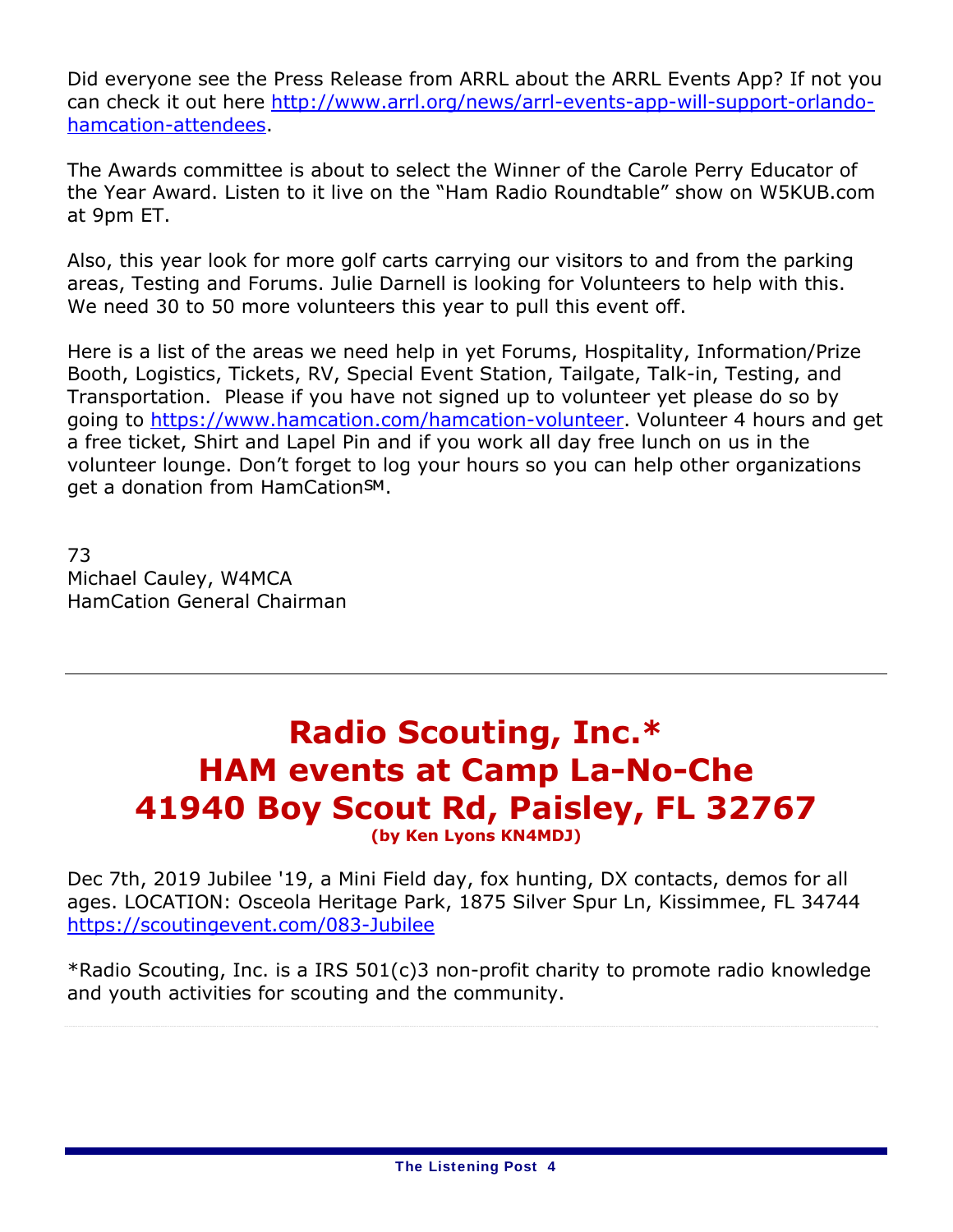Did everyone see the Press Release from ARRL about the ARRL Events App? If not you can check it out here http://www.arrl.org/news/arrl-events-app-will-support-orlando-hamcation-attendees.

The Awards committee is about to select the Winner of the Carole Perry Educator of the Year Award. Listen to it live on the "Ham Radio Roundtable" show on W5KUB.com at 9pm ET.

Also, this year look for more golf carts carrying our visitors to and from the parking areas, Testing and Forums. Julie Darnell is looking for Volunteers to help with this. We need 30 to 50 more volunteers this year to pull this event off.

Here is a list of the areas we need help in yet Forums, Hospitality, Information/Prize Booth, Logistics, Tickets, RV, Special Event Station, Tailgate, Talk-in, Testing, and Transportation. Please if you have not signed up to volunteer yet please do so by going to https://www.hamcation.com/hamcation-volunteer. Volunteer 4 hours and get a free ticket, Shirt and Lapel Pin and if you work all day free lunch on us in the volunteer lounge. Don't forget to log your hours so you can help other organizations get a donation from HamCation℠.

73
Michael Cauley, W4MCA
HamCation General Chairman

---

# Radio Scouting, Inc.*
# HAM events at Camp La-No-Che
# 41940 Boy Scout Rd, Paisley, FL 32767

**(by Ken Lyons KN4MDJ)**

Dec 7th, 2019 Jubilee '19, a Mini Field day, fox hunting, DX contacts, demos for all ages. LOCATION: Osceola Heritage Park, 1875 Silver Spur Ln, Kissimmee, FL 34744
https://scoutingevent.com/083-Jubilee

*Radio Scouting, Inc. is a IRS 501(c)3 non-profit charity to promote radio knowledge and youth activities for scouting and the community.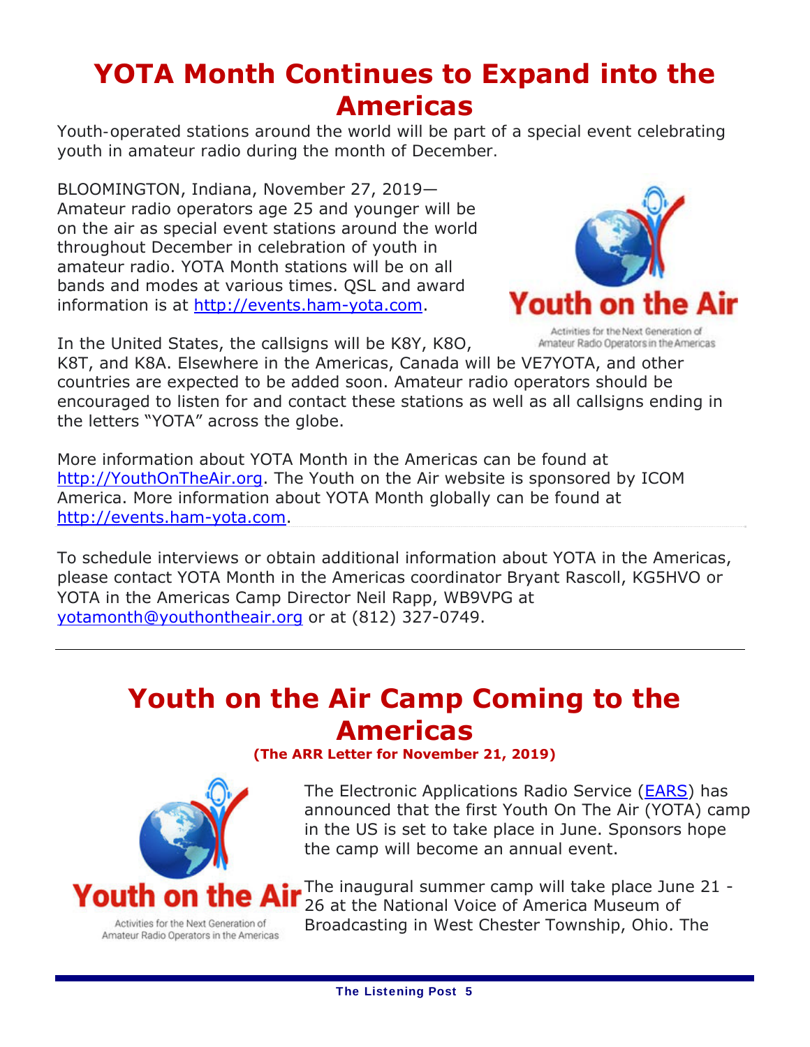# YOTA Month Continues to Expand into the Americas

Youth-operated stations around the world will be part of a special event celebrating youth in amateur radio during the month of December.

BLOOMINGTON, Indiana, November 27, 2019— Amateur radio operators age 25 and younger will be on the air as special event stations around the world throughout December in celebration of youth in amateur radio. YOTA Month stations will be on all bands and modes at various times. QSL and award information is at http://events.ham-yota.com.

Youth on the Air

Activities for the Next Generation of Amateur Radio Operators in the Americas

In the United States, the callsigns will be K8Y, K8O, K8T, and K8A. Elsewhere in the Americas, Canada will be VE7YOTA, and other countries are expected to be added soon. Amateur radio operators should be encouraged to listen for and contact these stations as well as all callsigns ending in the letters "YOTA" across the globe.

More information about YOTA Month in the Americas can be found at http://YouthOnTheAir.org. The Youth on the Air website is sponsored by ICOM America. More information about YOTA Month globally can be found at http://events.ham-yota.com.

To schedule interviews or obtain additional information about YOTA in the Americas, please contact YOTA Month in the Americas coordinator Bryant Rascoll, KG5HVO or YOTA in the Americas Camp Director Neil Rapp, WB9VPG at yotamonth@youthontheair.org or at (812) 327-0749.

---

# Youth on the Air Camp Coming to the Americas

**(The ARR Letter for November 21, 2019)**

Youth on the Air

Activities for the Next Generation of Amateur Radio Operators in the Americas

The Electronic Applications Radio Service (EARS) has announced that the first Youth On The Air (YOTA) camp in the US is set to take place in June. Sponsors hope the camp will become an annual event.

The inaugural summer camp will take place June 21 - 26 at the National Voice of America Museum of Broadcasting in West Chester Township, Ohio. The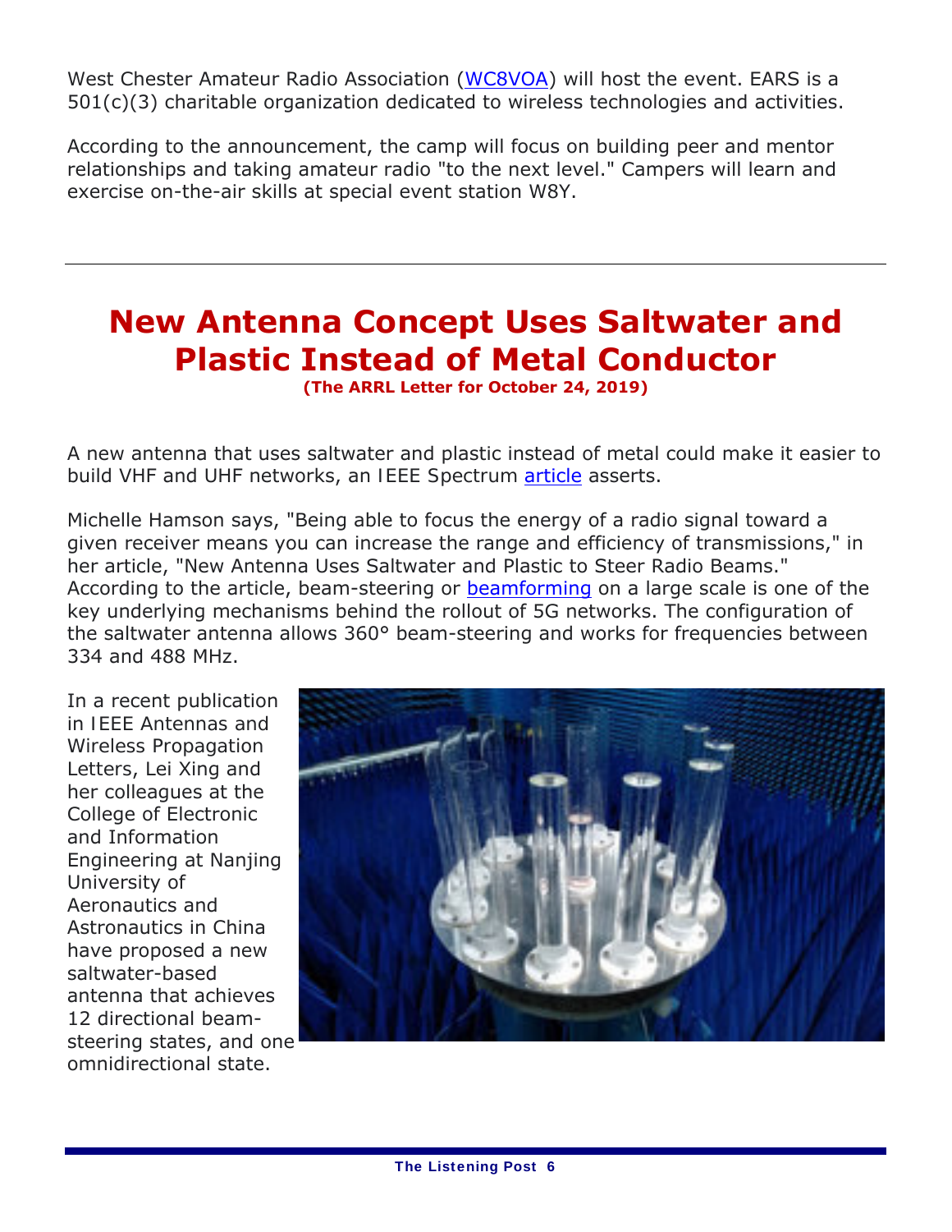West Chester Amateur Radio Association (WC8VOA) will host the event. EARS is a 501(c)(3) charitable organization dedicated to wireless technologies and activities.

According to the announcement, the camp will focus on building peer and mentor relationships and taking amateur radio "to the next level." Campers will learn and exercise on-the-air skills at special event station W8Y.

---

# New Antenna Concept Uses Saltwater and Plastic Instead of Metal Conductor

**(The ARRL Letter for October 24, 2019)**

A new antenna that uses saltwater and plastic instead of metal could make it easier to build VHF and UHF networks, an IEEE Spectrum article asserts.

Michelle Hamson says, "Being able to focus the energy of a radio signal toward a given receiver means you can increase the range and efficiency of transmissions," in her article, "New Antenna Uses Saltwater and Plastic to Steer Radio Beams." According to the article, beam-steering or beamforming on a large scale is one of the key underlying mechanisms behind the rollout of 5G networks. The configuration of the saltwater antenna allows 360° beam-steering and works for frequencies between 334 and 488 MHz.

In a recent publication in IEEE Antennas and Wireless Propagation Letters, Lei Xing and her colleagues at the College of Electronic and Information Engineering at Nanjing University of Aeronautics and Astronautics in China have proposed a new saltwater-based antenna that achieves 12 directional beam-steering states, and one omnidirectional state.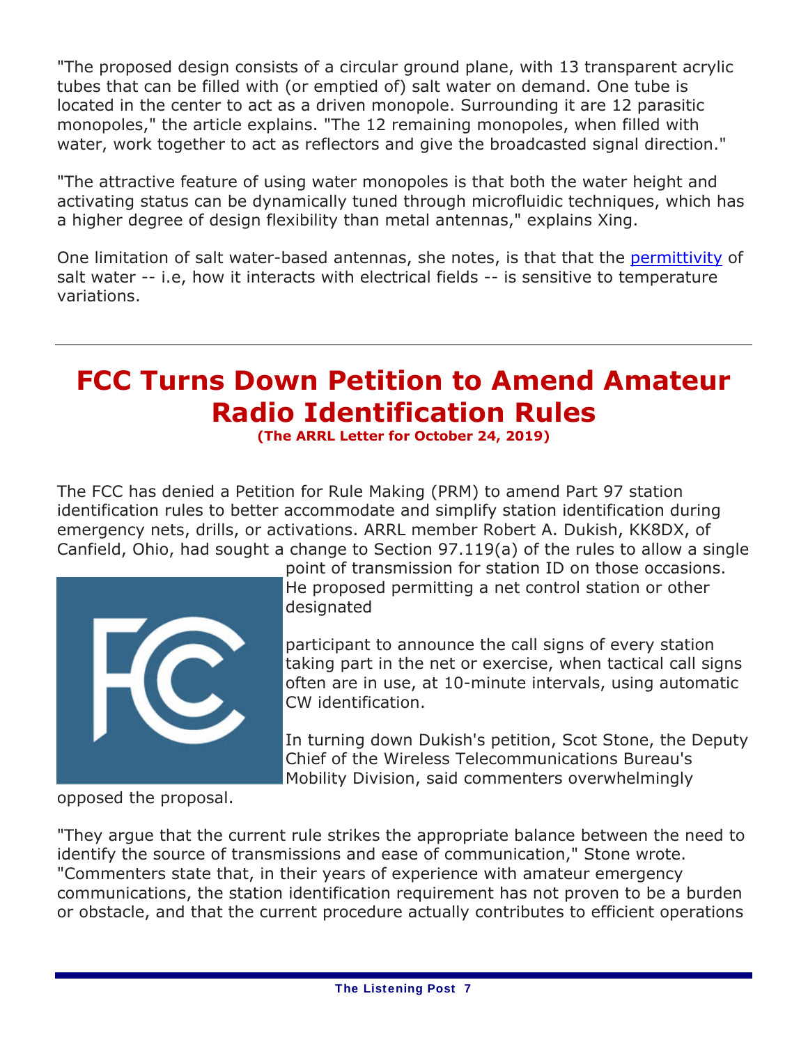"The proposed design consists of a circular ground plane, with 13 transparent acrylic tubes that can be filled with (or emptied of) salt water on demand. One tube is located in the center to act as a driven monopole. Surrounding it are 12 parasitic monopoles," the article explains. "The 12 remaining monopoles, when filled with water, work together to act as reflectors and give the broadcasted signal direction."

"The attractive feature of using water monopoles is that both the water height and activating status can be dynamically tuned through microfluidic techniques, which has a higher degree of design flexibility than metal antennas," explains Xing.

One limitation of salt water-based antennas, she notes, is that that the permittivity of salt water -- i.e, how it interacts with electrical fields -- is sensitive to temperature variations.

---

# FCC Turns Down Petition to Amend Amateur Radio Identification Rules

**(The ARRL Letter for October 24, 2019)**

The FCC has denied a Petition for Rule Making (PRM) to amend Part 97 station identification rules to better accommodate and simplify station identification during emergency nets, drills, or activations. ARRL member Robert A. Dukish, KK8DX, of Canfield, Ohio, had sought a change to Section 97.119(a) of the rules to allow a single point of transmission for station ID on those occasions. He proposed permitting a net control station or other designated participant to announce the call signs of every station taking part in the net or exercise, when tactical call signs often are in use, at 10-minute intervals, using automatic CW identification.

In turning down Dukish's petition, Scot Stone, the Deputy Chief of the Wireless Telecommunications Bureau's Mobility Division, said commenters overwhelmingly opposed the proposal.

"They argue that the current rule strikes the appropriate balance between the need to identify the source of transmissions and ease of communication," Stone wrote. "Commenters state that, in their years of experience with amateur emergency communications, the station identification requirement has not proven to be a burden or obstacle, and that the current procedure actually contributes to efficient operations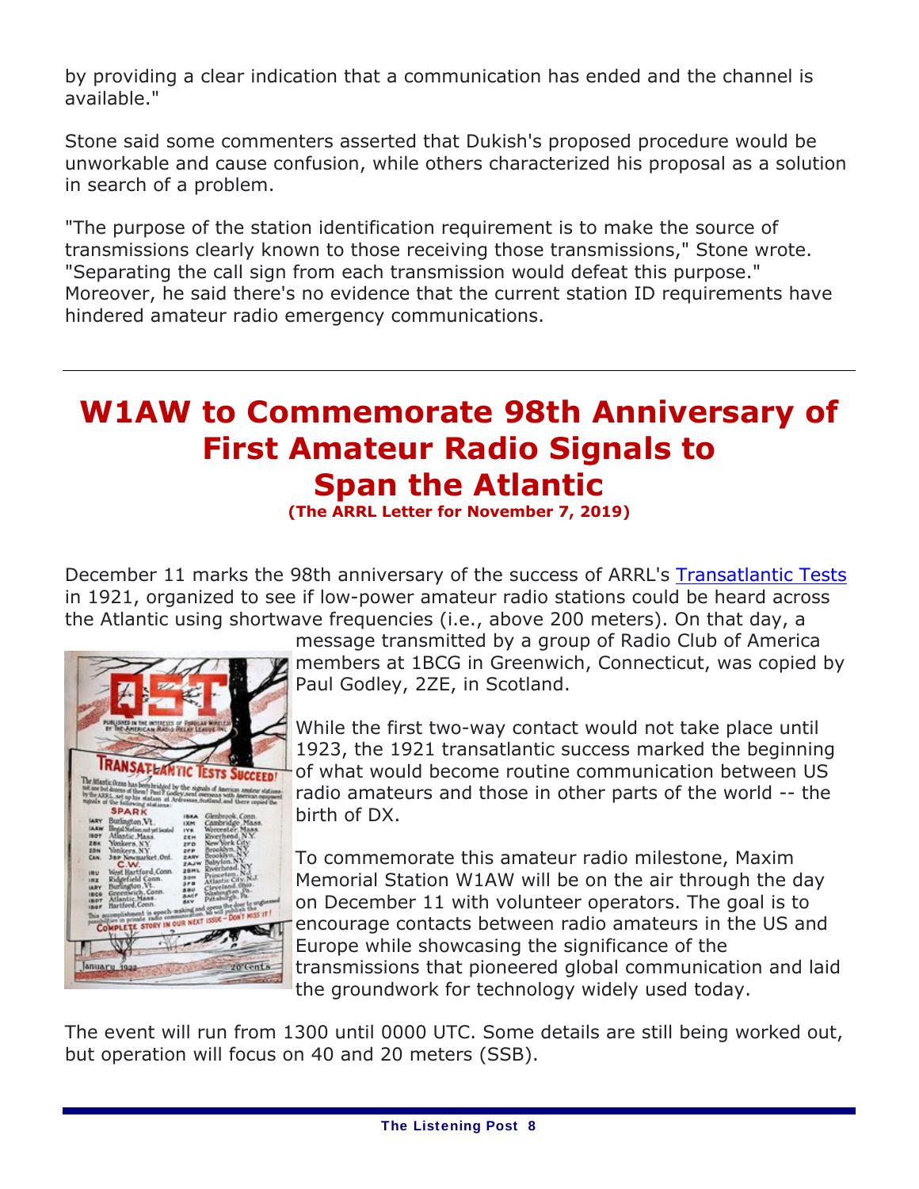by providing a clear indication that a communication has ended and the channel is available."

Stone said some commenters asserted that Dukish's proposed procedure would be unworkable and cause confusion, while others characterized his proposal as a solution in search of a problem.

"The purpose of the station identification requirement is to make the source of transmissions clearly known to those receiving those transmissions," Stone wrote. "Separating the call sign from each transmission would defeat this purpose." Moreover, he said there's no evidence that the current station ID requirements have hindered amateur radio emergency communications.

---

# W1AW to Commemorate 98th Anniversary of First Amateur Radio Signals to Span the Atlantic

**(The ARRL Letter for November 7, 2019)**

December 11 marks the 98th anniversary of the success of ARRL's Transatlantic Tests in 1921, organized to see if low-power amateur radio stations could be heard across the Atlantic using shortwave frequencies (i.e., above 200 meters). On that day, a message transmitted by a group of Radio Club of America members at 1BCG in Greenwich, Connecticut, was copied by Paul Godley, 2ZE, in Scotland.

While the first two-way contact would not take place until 1923, the 1921 transatlantic success marked the beginning of what would become routine communication between US radio amateurs and those in other parts of the world -- the birth of DX.

To commemorate this amateur radio milestone, Maxim Memorial Station W1AW will be on the air through the day on December 11 with volunteer operators. The goal is to encourage contacts between radio amateurs in the US and Europe while showcasing the significance of the transmissions that pioneered global communication and laid the groundwork for technology widely used today.

The event will run from 1300 until 0000 UTC. Some details are still being worked out, but operation will focus on 40 and 20 meters (SSB).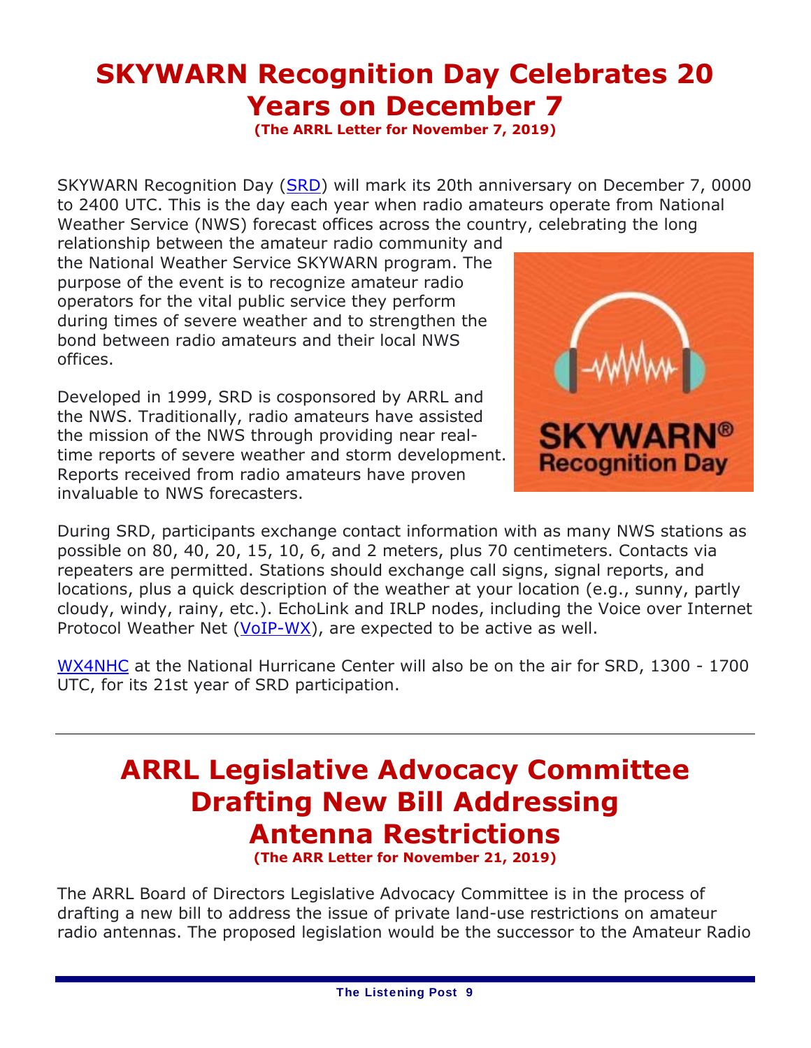# SKYWARN Recognition Day Celebrates 20 Years on December 7

**(The ARRL Letter for November 7, 2019)**

SKYWARN Recognition Day (SRD) will mark its 20th anniversary on December 7, 0000 to 2400 UTC. This is the day each year when radio amateurs operate from National Weather Service (NWS) forecast offices across the country, celebrating the long relationship between the amateur radio community and the National Weather Service SKYWARN program. The purpose of the event is to recognize amateur radio operators for the vital public service they perform during times of severe weather and to strengthen the bond between radio amateurs and their local NWS offices.

Developed in 1999, SRD is cosponsored by ARRL and the NWS. Traditionally, radio amateurs have assisted the mission of the NWS through providing near real-time reports of severe weather and storm development. Reports received from radio amateurs have proven invaluable to NWS forecasters.

During SRD, participants exchange contact information with as many NWS stations as possible on 80, 40, 20, 15, 10, 6, and 2 meters, plus 70 centimeters. Contacts via repeaters are permitted. Stations should exchange call signs, signal reports, and locations, plus a quick description of the weather at your location (e.g., sunny, partly cloudy, windy, rainy, etc.). EchoLink and IRLP nodes, including the Voice over Internet Protocol Weather Net (VoIP-WX), are expected to be active as well.

WX4NHC at the National Hurricane Center will also be on the air for SRD, 1300 - 1700 UTC, for its 21st year of SRD participation.

---

# ARRL Legislative Advocacy Committee Drafting New Bill Addressing Antenna Restrictions

**(The ARR Letter for November 21, 2019)**

The ARRL Board of Directors Legislative Advocacy Committee is in the process of drafting a new bill to address the issue of private land-use restrictions on amateur radio antennas. The proposed legislation would be the successor to the Amateur Radio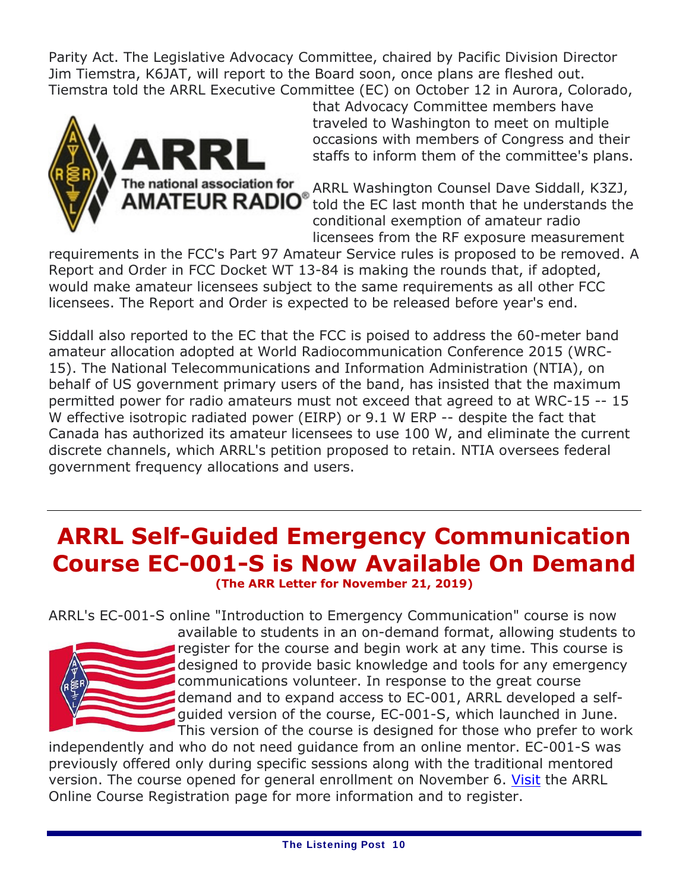Parity Act. The Legislative Advocacy Committee, chaired by Pacific Division Director Jim Tiemstra, K6JAT, will report to the Board soon, once plans are fleshed out. Tiemstra told the ARRL Executive Committee (EC) on October 12 in Aurora, Colorado, that Advocacy Committee members have traveled to Washington to meet on multiple occasions with members of Congress and their staffs to inform them of the committee's plans.

ARRL Washington Counsel Dave Siddall, K3ZJ, told the EC last month that he understands the conditional exemption of amateur radio licensees from the RF exposure measurement requirements in the FCC's Part 97 Amateur Service rules is proposed to be removed. A Report and Order in FCC Docket WT 13-84 is making the rounds that, if adopted, would make amateur licensees subject to the same requirements as all other FCC licensees. The Report and Order is expected to be released before year's end.

Siddall also reported to the EC that the FCC is poised to address the 60-meter band amateur allocation adopted at World Radiocommunication Conference 2015 (WRC-15). The National Telecommunications and Information Administration (NTIA), on behalf of US government primary users of the band, has insisted that the maximum permitted power for radio amateurs must not exceed that agreed to at WRC-15 -- 15 W effective isotropic radiated power (EIRP) or 9.1 W ERP -- despite the fact that Canada has authorized its amateur licensees to use 100 W, and eliminate the current discrete channels, which ARRL's petition proposed to retain. NTIA oversees federal government frequency allocations and users.

---

# ARRL Self-Guided Emergency Communication Course EC-001-S is Now Available On Demand

**(The ARR Letter for November 21, 2019)**

ARRL's EC-001-S online "Introduction to Emergency Communication" course is now available to students in an on-demand format, allowing students to register for the course and begin work at any time. This course is designed to provide basic knowledge and tools for any emergency communications volunteer. In response to the great course demand and to expand access to EC-001, ARRL developed a self-guided version of the course, EC-001-S, which launched in June. This version of the course is designed for those who prefer to work independently and who do not need guidance from an online mentor. EC-001-S was previously offered only during specific sessions along with the traditional mentored version. The course opened for general enrollment on November 6. Visit the ARRL Online Course Registration page for more information and to register.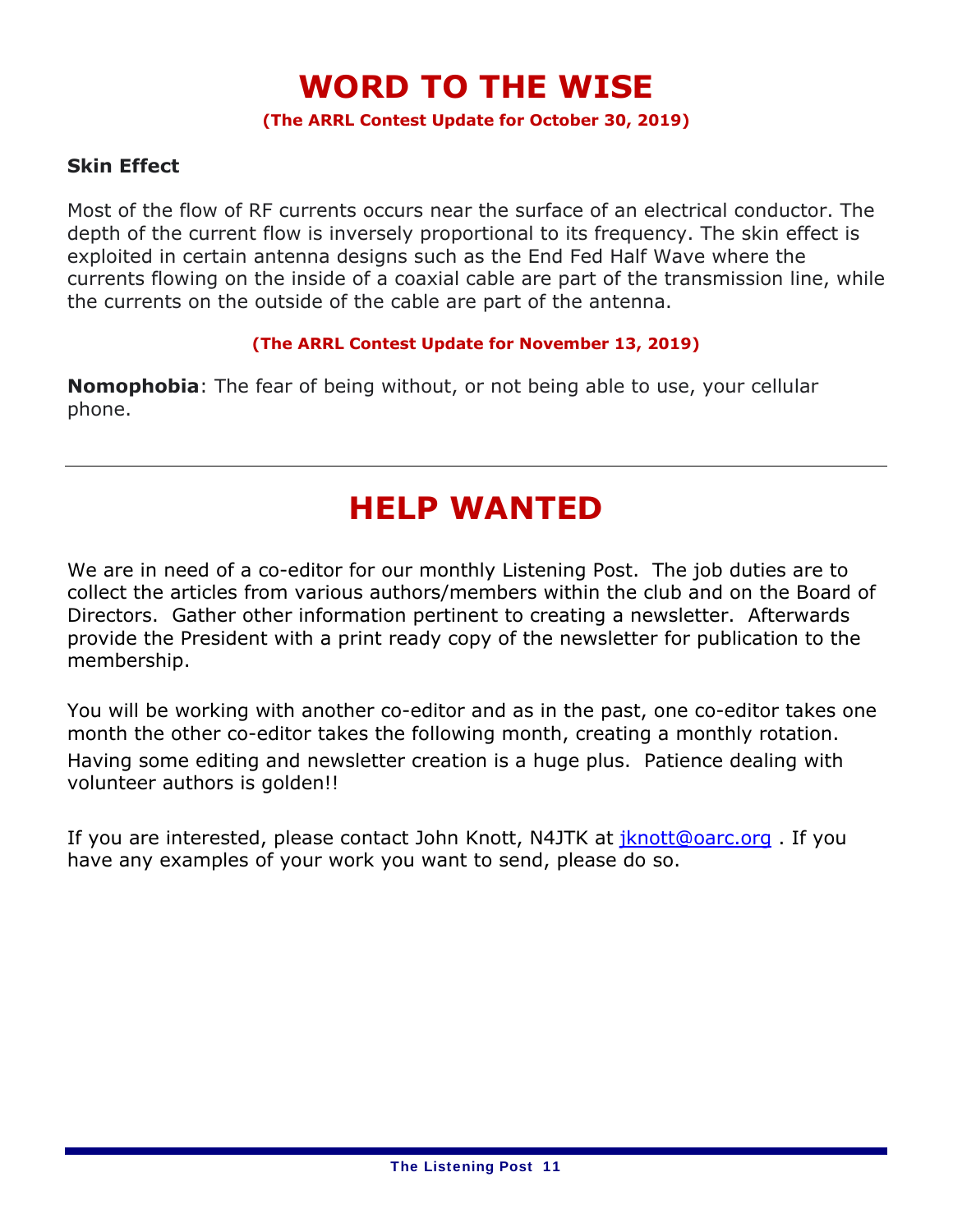# WORD TO THE WISE

**(The ARRL Contest Update for October 30, 2019)**

**Skin Effect**

Most of the flow of RF currents occurs near the surface of an electrical conductor. The depth of the current flow is inversely proportional to its frequency. The skin effect is exploited in certain antenna designs such as the End Fed Half Wave where the currents flowing on the inside of a coaxial cable are part of the transmission line, while the currents on the outside of the cable are part of the antenna.

**(The ARRL Contest Update for November 13, 2019)**

**Nomophobia**: The fear of being without, or not being able to use, your cellular phone.

---

# HELP WANTED

We are in need of a co-editor for our monthly Listening Post. The job duties are to collect the articles from various authors/members within the club and on the Board of Directors. Gather other information pertinent to creating a newsletter. Afterwards provide the President with a print ready copy of the newsletter for publication to the membership.

You will be working with another co-editor and as in the past, one co-editor takes one month the other co-editor takes the following month, creating a monthly rotation. Having some editing and newsletter creation is a huge plus. Patience dealing with volunteer authors is golden!!

If you are interested, please contact John Knott, N4JTK at jknott@oarc.org . If you have any examples of your work you want to send, please do so.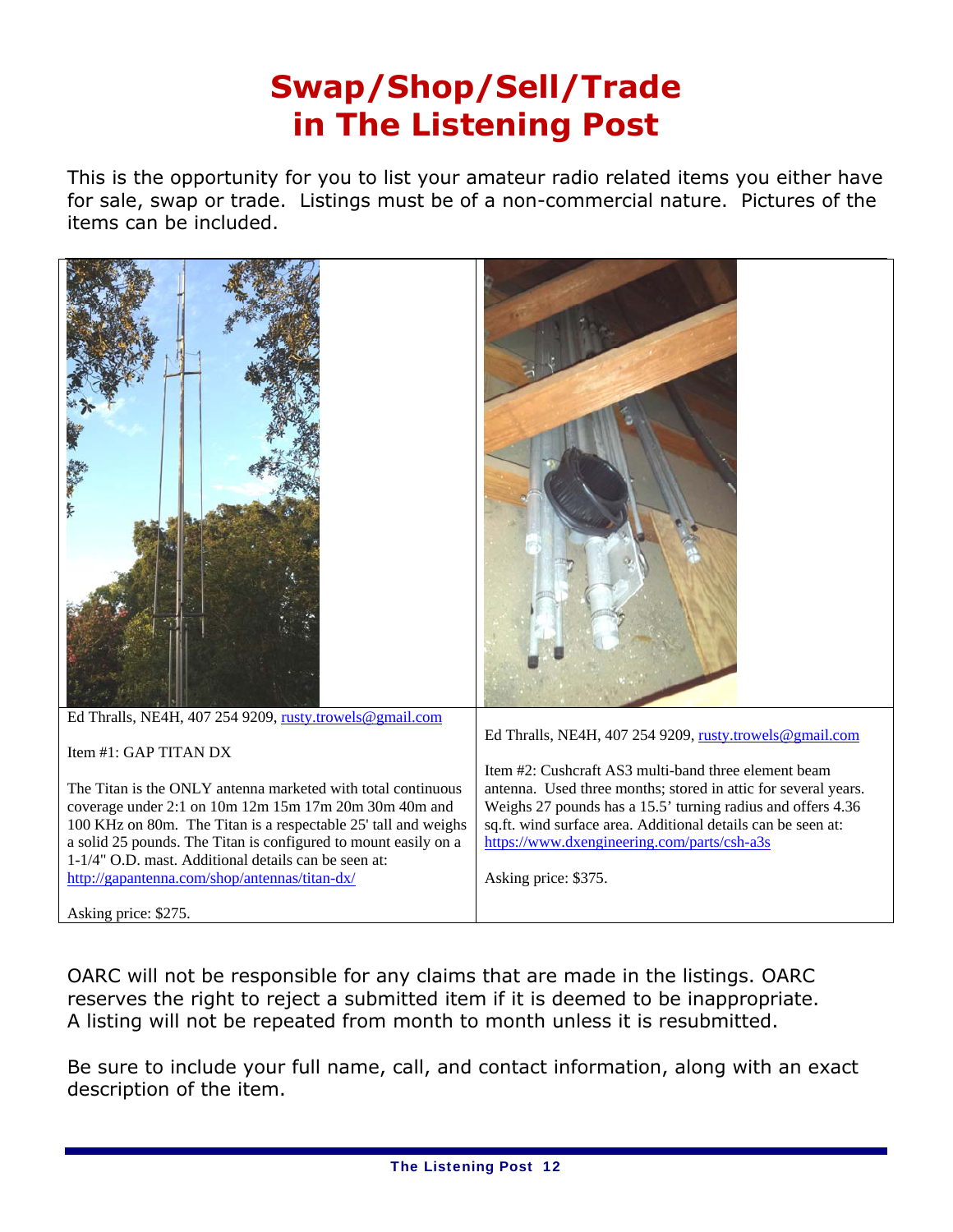# Swap/Shop/Sell/Trade in The Listening Post

This is the opportunity for you to list your amateur radio related items you either have for sale, swap or trade. Listings must be of a non-commercial nature. Pictures of the items can be included.

Ed Thralls, NE4H, 407 254 9209, rusty.trowels@gmail.com

Item #1: GAP TITAN DX

The Titan is the ONLY antenna marketed with total continuous coverage under 2:1 on 10m 12m 15m 17m 20m 30m 40m and 100 KHz on 80m. The Titan is a respectable 25' tall and weighs a solid 25 pounds. The Titan is configured to mount easily on a 1-1/4" O.D. mast. Additional details can be seen at: http://gapantenna.com/shop/antennas/titan-dx/

Asking price: $275.

Ed Thralls, NE4H, 407 254 9209, rusty.trowels@gmail.com

Item #2: Cushcraft AS3 multi-band three element beam antenna. Used three months; stored in attic for several years. Weighs 27 pounds has a 15.5' turning radius and offers 4.36 sq.ft. wind surface area. Additional details can be seen at: https://www.dxengineering.com/parts/csh-a3s

Asking price: $375.

OARC will not be responsible for any claims that are made in the listings. OARC reserves the right to reject a submitted item if it is deemed to be inappropriate. A listing will not be repeated from month to month unless it is resubmitted.

Be sure to include your full name, call, and contact information, along with an exact description of the item.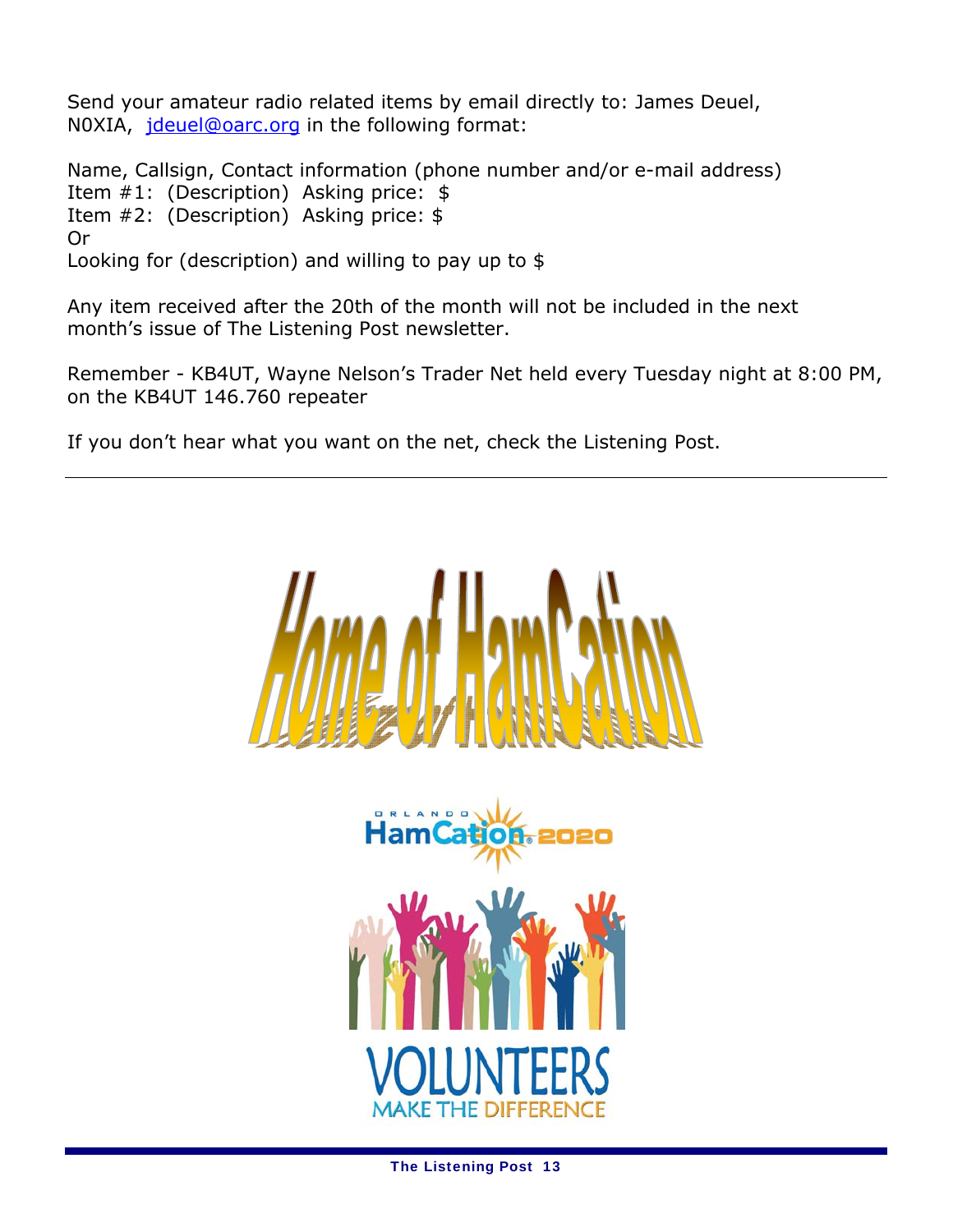Send your amateur radio related items by email directly to: James Deuel, N0XIA, jdeuel@oarc.org in the following format:

Name, Callsign, Contact information (phone number and/or e-mail address)
Item #1: (Description) Asking price: $
Item #2: (Description) Asking price: $
Or
Looking for (description) and willing to pay up to $

Any item received after the 20th of the month will not be included in the next month's issue of The Listening Post newsletter.

Remember - KB4UT, Wayne Nelson's Trader Net held every Tuesday night at 8:00 PM, on the KB4UT 146.760 repeater

If you don't hear what you want on the net, check the Listening Post.

---

# Home of HamCation

ORLANDO HamCation 2020

VOLUNTEERS
MAKE THE DIFFERENCE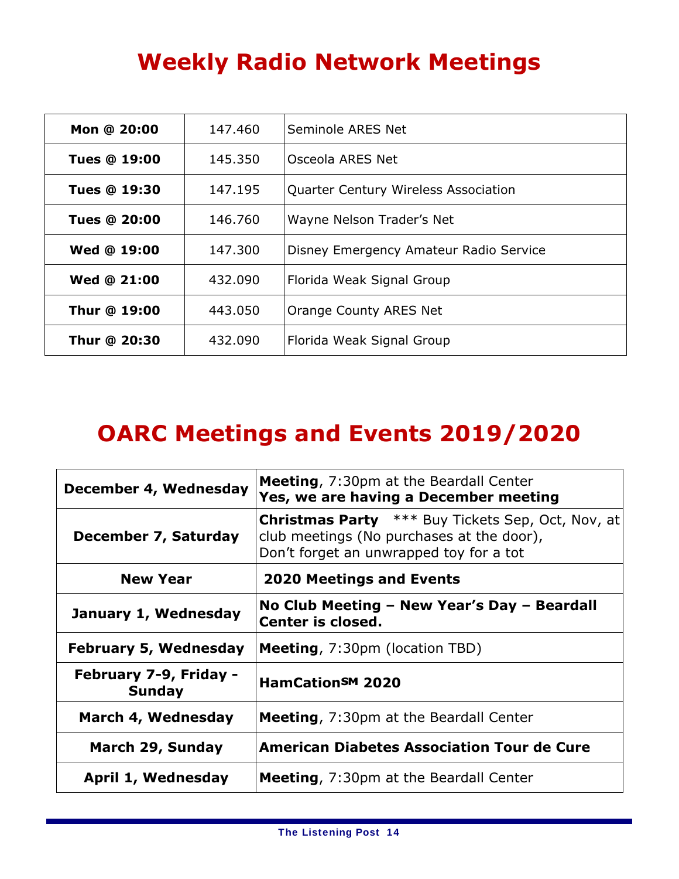# Weekly Radio Network Meetings

| | | |
|---|---|---|
| **Mon @ 20:00** | 147.460 | Seminole ARES Net |
| **Tues @ 19:00** | 145.350 | Osceola ARES Net |
| **Tues @ 19:30** | 147.195 | Quarter Century Wireless Association |
| **Tues @ 20:00** | 146.760 | Wayne Nelson Trader's Net |
| **Wed @ 19:00** | 147.300 | Disney Emergency Amateur Radio Service |
| **Wed @ 21:00** | 432.090 | Florida Weak Signal Group |
| **Thur @ 19:00** | 443.050 | Orange County ARES Net |
| **Thur @ 20:30** | 432.090 | Florida Weak Signal Group |

# OARC Meetings and Events 2019/2020

| | |
|---|---|
| **December 4, Wednesday** | **Meeting**, 7:30pm at the Beardall Center<br>**Yes, we are having a December meeting** |
| **December 7, Saturday** | **Christmas Party** *** Buy Tickets Sep, Oct, Nov, at club meetings (No purchases at the door), Don't forget an unwrapped toy for a tot |
| **New Year** | **2020 Meetings and Events** |
| **January 1, Wednesday** | **No Club Meeting – New Year's Day – Beardall Center is closed.** |
| **February 5, Wednesday** | **Meeting**, 7:30pm (location TBD) |
| **February 7-9, Friday - Sunday** | **HamCation℠ 2020** |
| **March 4, Wednesday** | **Meeting**, 7:30pm at the Beardall Center |
| **March 29, Sunday** | **American Diabetes Association Tour de Cure** |
| **April 1, Wednesday** | **Meeting**, 7:30pm at the Beardall Center |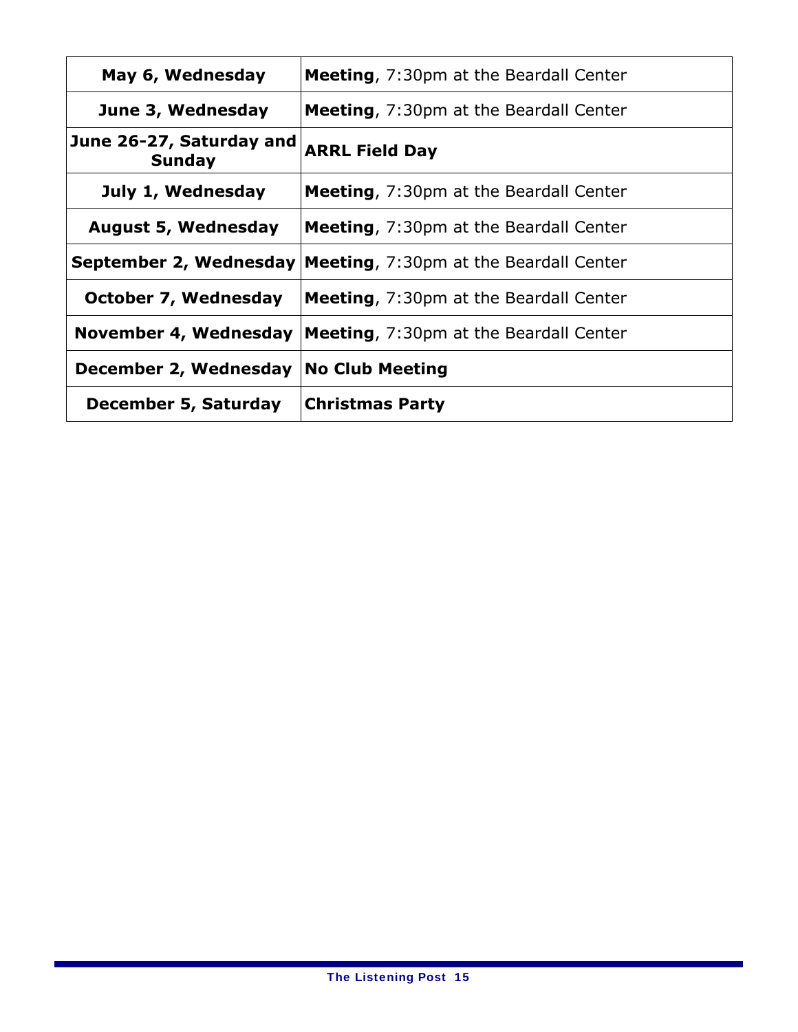| | |
|---|---|
| **May 6, Wednesday** | **Meeting**, 7:30pm at the Beardall Center |
| **June 3, Wednesday** | **Meeting**, 7:30pm at the Beardall Center |
| **June 26-27, Saturday and Sunday** | **ARRL Field Day** |
| **July 1, Wednesday** | **Meeting**, 7:30pm at the Beardall Center |
| **August 5, Wednesday** | **Meeting**, 7:30pm at the Beardall Center |
| **September 2, Wednesday** | **Meeting**, 7:30pm at the Beardall Center |
| **October 7, Wednesday** | **Meeting**, 7:30pm at the Beardall Center |
| **November 4, Wednesday** | **Meeting**, 7:30pm at the Beardall Center |
| **December 2, Wednesday** | **No Club Meeting** |
| **December 5, Saturday** | **Christmas Party** |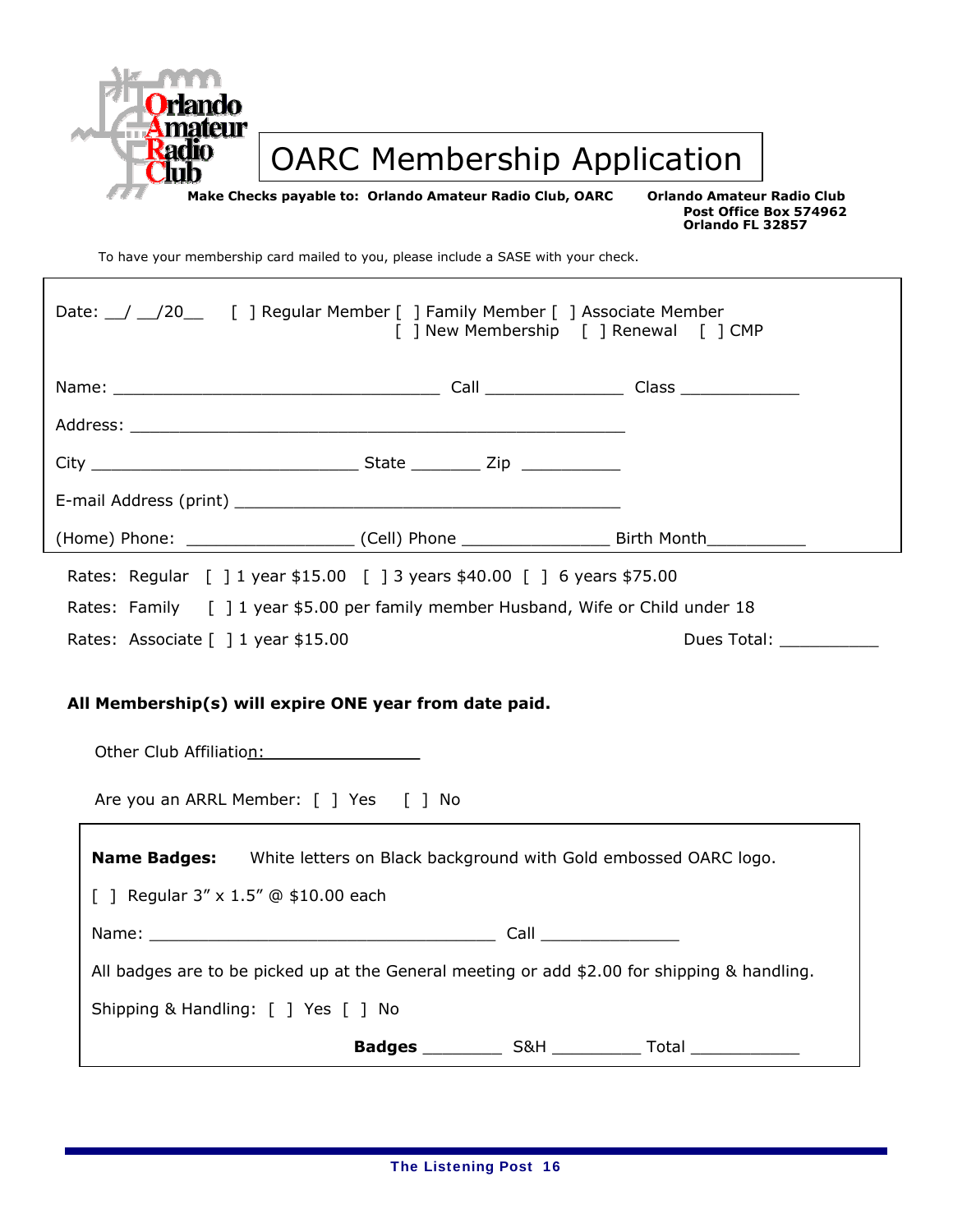Orlando Amateur Radio Club

# OARC Membership Application

**Make Checks payable to: Orlando Amateur Radio Club, OARC**

**Orlando Amateur Radio Club**
**Post Office Box 574962**
**Orlando FL 32857**

To have your membership card mailed to you, please include a SASE with your check.

Date: __/ __/20__  [ ] Regular Member [ ] Family Member [ ] Associate Member
[ ] New Membership [ ] Renewal [ ] CMP

Name: ________________________________ Call ______________ Class ____________

Address: ________________________________________________

City ___________________________ State _______ Zip __________

E-mail Address (print) ____________________________________

(Home) Phone: ________________ (Cell) Phone ______________ Birth Month__________

Rates: Regular [ ] 1 year $15.00 [ ] 3 years $40.00 [ ] 6 years $75.00

Rates: Family [ ] 1 year $5.00 per family member Husband, Wife or Child under 18

Rates: Associate [ ] 1 year $15.00

Dues Total: __________

**All Membership(s) will expire ONE year from date paid.**

Other Club Affiliation: _______________

Are you an ARRL Member: [ ] Yes [ ] No

**Name Badges:** White letters on Black background with Gold embossed OARC logo.

[ ] Regular 3” x 1.5” @ $10.00 each

Name: ___________________________________ Call ______________

All badges are to be picked up at the General meeting or add $2.00 for shipping & handling.

Shipping & Handling: [ ] Yes [ ] No

**Badges** ________ S&H _________ Total ___________